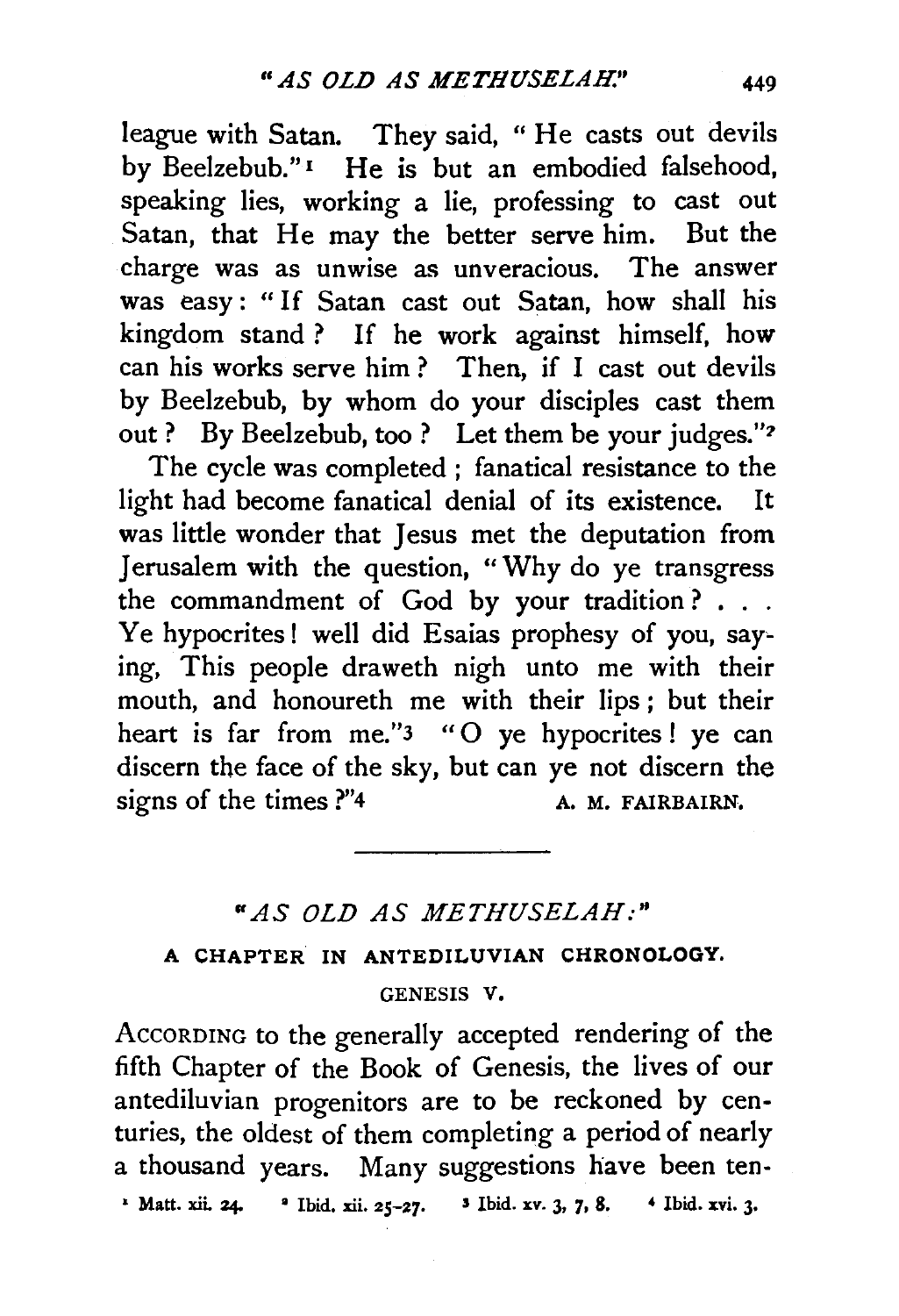league with Satan. They said, "He casts out devils by Beelzebub."[1] He is but an embodied falsehood, speaking lies, working a lie, professing to cast out Satan, that He may the better serve him. But the charge was as unwise as unveracious. The answer was easy: "If Satan cast out Satan, how shall his kingdom stand? If he work against himself, how can his works serve him? Then, if I cast out devils by Beelzebub, by whom do your disciples cast them out? By Beelzebub, too? Let them be your judges."[2]

The cycle was completed; fanatical resistance to the light had become fanatical denial of its existence. It was little wonder that Jesus met the deputation from Jerusalem with the question, "Why do ye transgress the commandment of God by your tradition? . . . Ye hypocrites! well did Esaias prophesy of you, saying, This people draweth nigh unto me with their mouth, and honoureth me with their lips; but their heart is far from me."[3] "O ye hypocrites! ye can discern the face of the sky, but can ye not discern the signs of the times?"[4]

A. M. FAIRBAIRN.

---

## "*AS OLD AS METHUSELAH:*"

### A CHAPTER IN ANTEDILUVIAN CHRONOLOGY.

GENESIS V.

According to the generally accepted rendering of the fifth Chapter of the Book of Genesis, the lives of our antediluvian progenitors are to be reckoned by centuries, the oldest of them completing a period of nearly a thousand years. Many suggestions have been ten-

[1] Matt. xii. 24. [2] Ibid. xii. 25–27. [3] Ibid. xv. 3, 7, 8. [4] Ibid. xvi. 3.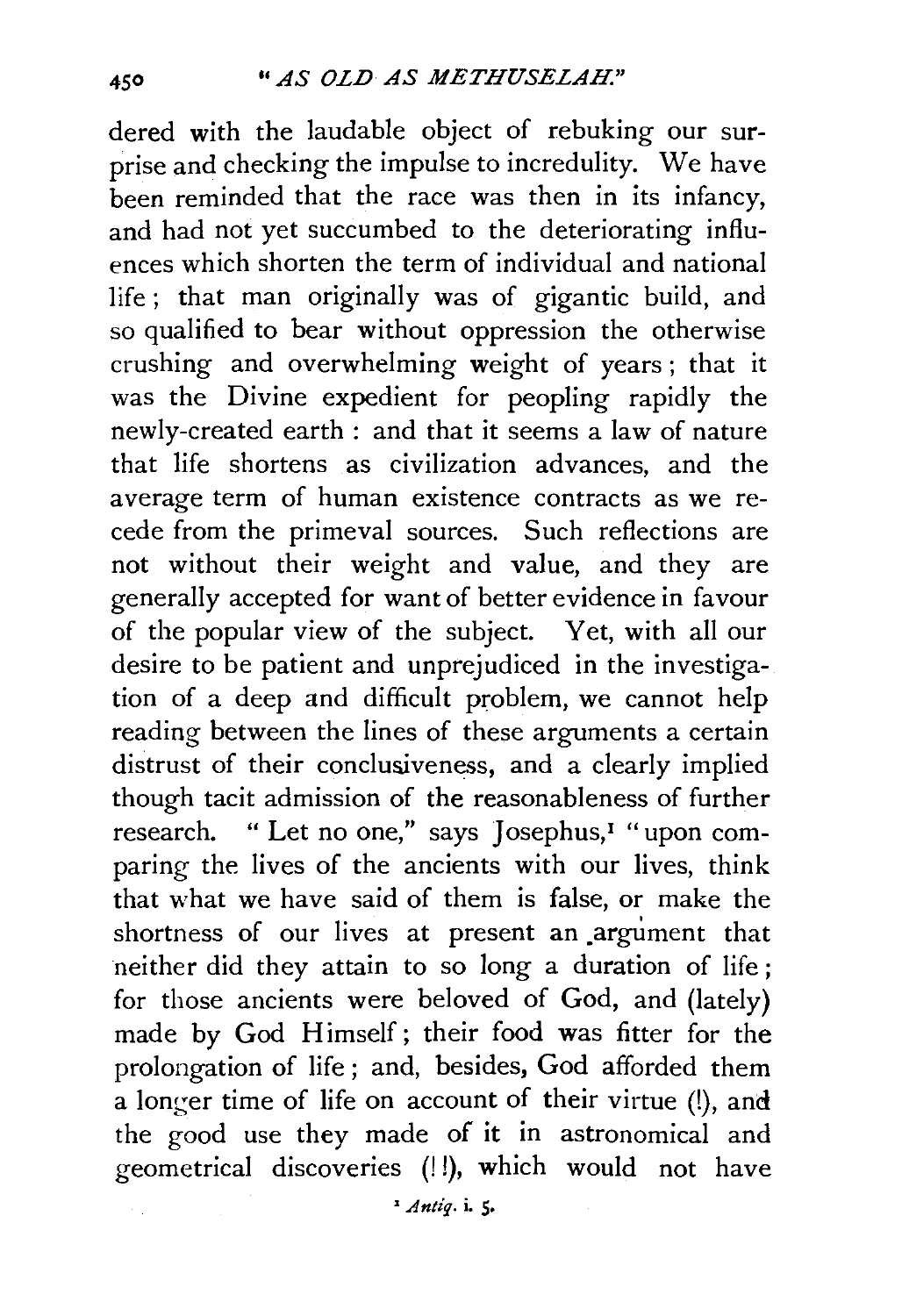dered with the laudable object of rebuking our surprise and checking the impulse to incredulity. We have been reminded that the race was then in its infancy, and had not yet succumbed to the deteriorating influences which shorten the term of individual and national life; that man originally was of gigantic build, and so qualified to bear without oppression the otherwise crushing and overwhelming weight of years; that it was the Divine expedient for peopling rapidly the newly-created earth: and that it seems a law of nature that life shortens as civilization advances, and the average term of human existence contracts as we recede from the primeval sources. Such reflections are not without their weight and value, and they are generally accepted for want of better evidence in favour of the popular view of the subject. Yet, with all our desire to be patient and unprejudiced in the investigation of a deep and difficult problem, we cannot help reading between the lines of these arguments a certain distrust of their conclusiveness, and a clearly implied though tacit admission of the reasonableness of further research. "Let no one," says Josephus,[1] "upon comparing the lives of the ancients with our lives, think that what we have said of them is false, or make the shortness of our lives at present an argument that neither did they attain to so long a duration of life; for those ancients were beloved of God, and (lately) made by God Himself; their food was fitter for the prolongation of life; and, besides, God afforded them a longer time of life on account of their virtue (!), and the good use they made of it in astronomical and geometrical discoveries (!!), which would not have

[1] *Antiq.* i. 5.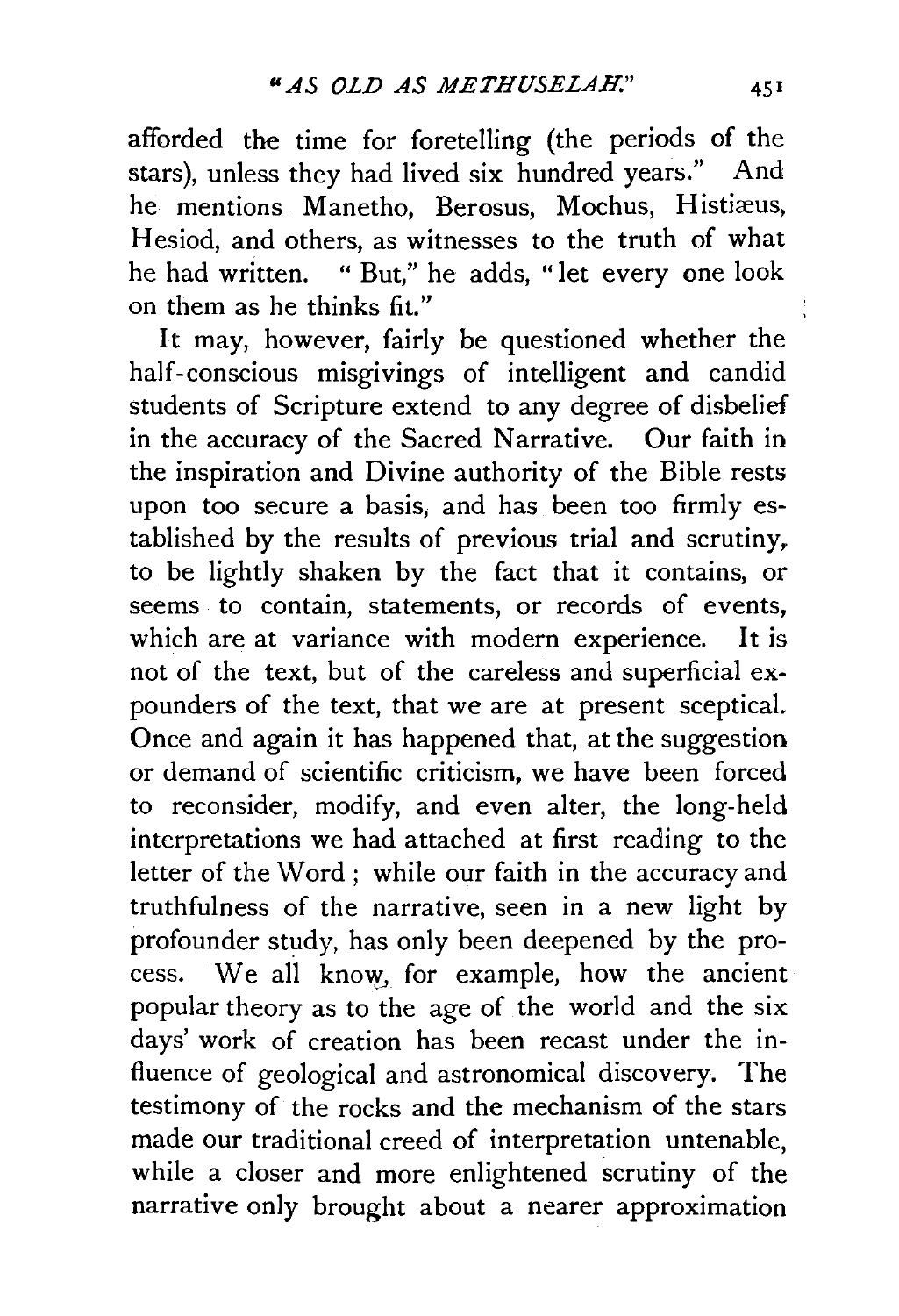afforded the time for foretelling (the periods of the stars), unless they had lived six hundred years." And he mentions Manetho, Berosus, Mochus, Histiæus, Hesiod, and others, as witnesses to the truth of what he had written. "But," he adds, "let every one look on them as he thinks fit."

It may, however, fairly be questioned whether the half-conscious misgivings of intelligent and candid students of Scripture extend to any degree of disbelief in the accuracy of the Sacred Narrative. Our faith in the inspiration and Divine authority of the Bible rests upon too secure a basis, and has been too firmly established by the results of previous trial and scrutiny, to be lightly shaken by the fact that it contains, or seems to contain, statements, or records of events, which are at variance with modern experience. It is not of the text, but of the careless and superficial expounders of the text, that we are at present sceptical. Once and again it has happened that, at the suggestion or demand of scientific criticism, we have been forced to reconsider, modify, and even alter, the long-held interpretations we had attached at first reading to the letter of the Word; while our faith in the accuracy and truthfulness of the narrative, seen in a new light by profounder study, has only been deepened by the process. We all know, for example, how the ancient popular theory as to the age of the world and the six days' work of creation has been recast under the influence of geological and astronomical discovery. The testimony of the rocks and the mechanism of the stars made our traditional creed of interpretation untenable, while a closer and more enlightened scrutiny of the narrative only brought about a nearer approximation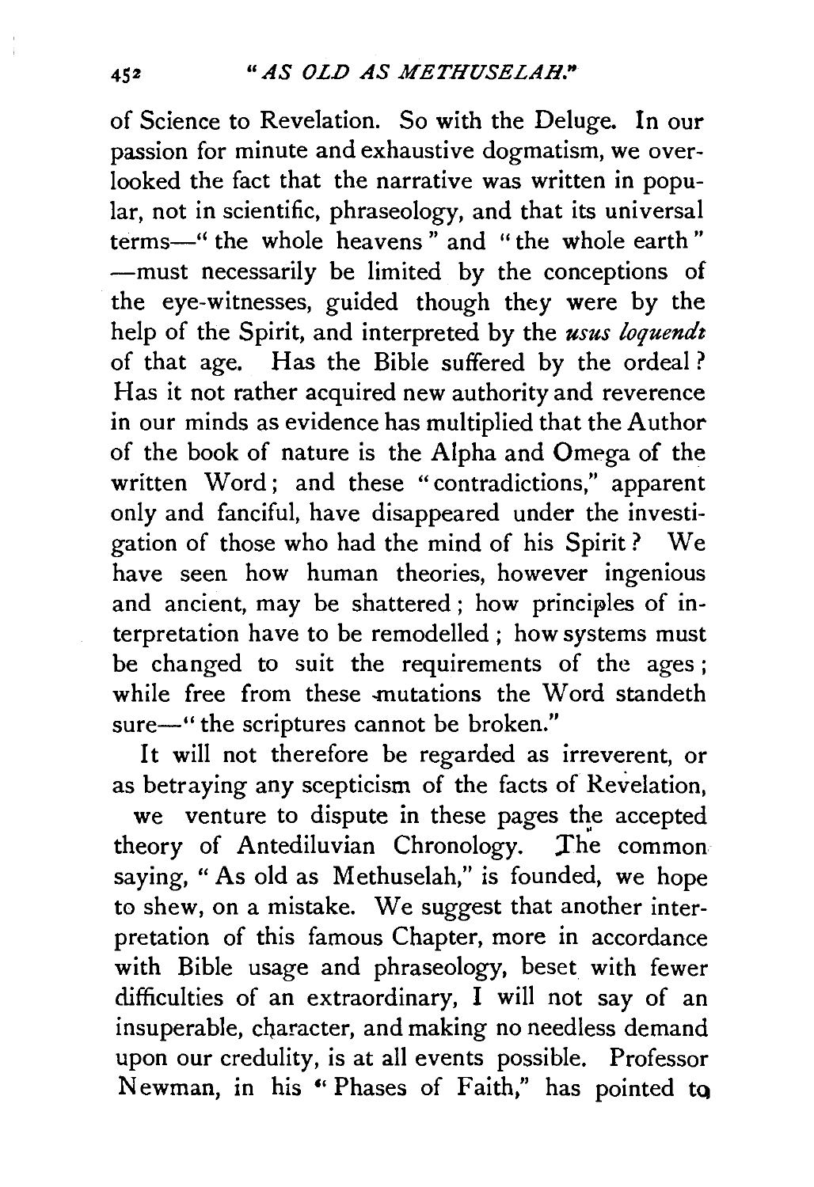of Science to Revelation. So with the Deluge. In our passion for minute and exhaustive dogmatism, we overlooked the fact that the narrative was written in popular, not in scientific, phraseology, and that its universal terms—"the whole heavens" and "the whole earth"—must necessarily be limited by the conceptions of the eye-witnesses, guided though they were by the help of the Spirit, and interpreted by the *usus loquendi* of that age. Has the Bible suffered by the ordeal? Has it not rather acquired new authority and reverence in our minds as evidence has multiplied that the Author of the book of nature is the Alpha and Omega of the written Word; and these "contradictions," apparent only and fanciful, have disappeared under the investigation of those who had the mind of his Spirit? We have seen how human theories, however ingenious and ancient, may be shattered; how principles of interpretation have to be remodelled; how systems must be changed to suit the requirements of the ages; while free from these mutations the Word standeth sure—"the scriptures cannot be broken."

It will not therefore be regarded as irreverent, or as betraying any scepticism of the facts of Revelation, we venture to dispute in these pages the accepted theory of Antediluvian Chronology. The common saying, "As old as Methuselah," is founded, we hope to shew, on a mistake. We suggest that another interpretation of this famous Chapter, more in accordance with Bible usage and phraseology, beset with fewer difficulties of an extraordinary, I will not say of an insuperable, character, and making no needless demand upon our credulity, is at all events possible. Professor Newman, in his "Phases of Faith," has pointed to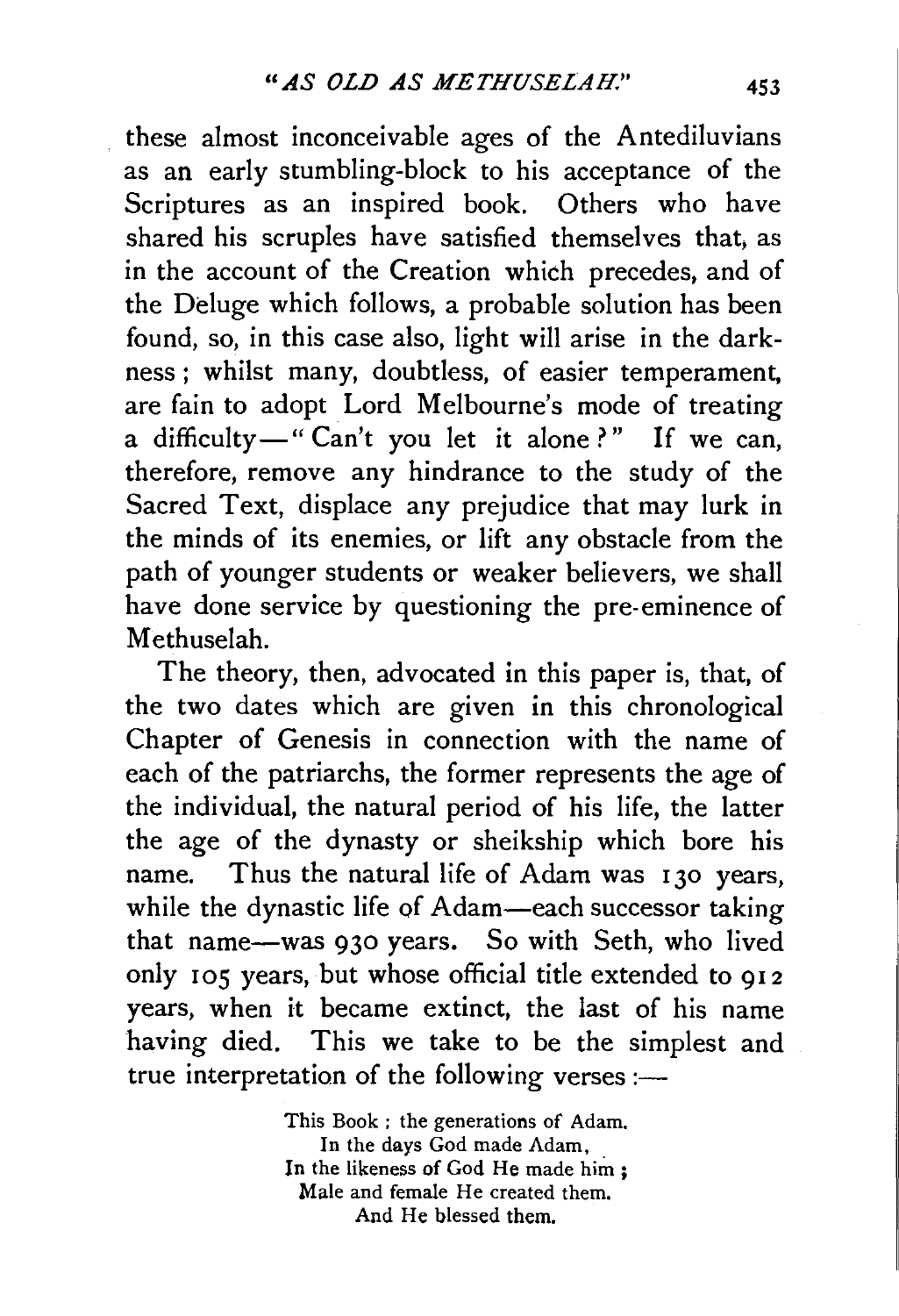these almost inconceivable ages of the Antediluvians as an early stumbling-block to his acceptance of the Scriptures as an inspired book. Others who have shared his scruples have satisfied themselves that, as in the account of the Creation which precedes, and of the Deluge which follows, a probable solution has been found, so, in this case also, light will arise in the darkness; whilst many, doubtless, of easier temperament, are fain to adopt Lord Melbourne's mode of treating a difficulty—"Can't you let it alone?" If we can, therefore, remove any hindrance to the study of the Sacred Text, displace any prejudice that may lurk in the minds of its enemies, or lift any obstacle from the path of younger students or weaker believers, we shall have done service by questioning the pre-eminence of Methuselah.

The theory, then, advocated in this paper is, that, of the two dates which are given in this chronological Chapter of Genesis in connection with the name of each of the patriarchs, the former represents the age of the individual, the natural period of his life, the latter the age of the dynasty or sheikship which bore his name. Thus the natural life of Adam was 130 years, while the dynastic life of Adam—each successor taking that name—was 930 years. So with Seth, who lived only 105 years, but whose official title extended to 912 years, when it became extinct, the last of his name having died. This we take to be the simplest and true interpretation of the following verses:—

> This Book: the generations of Adam.
> In the days God made Adam,
> In the likeness of God He made him;
> Male and female He created them.
> And He blessed them.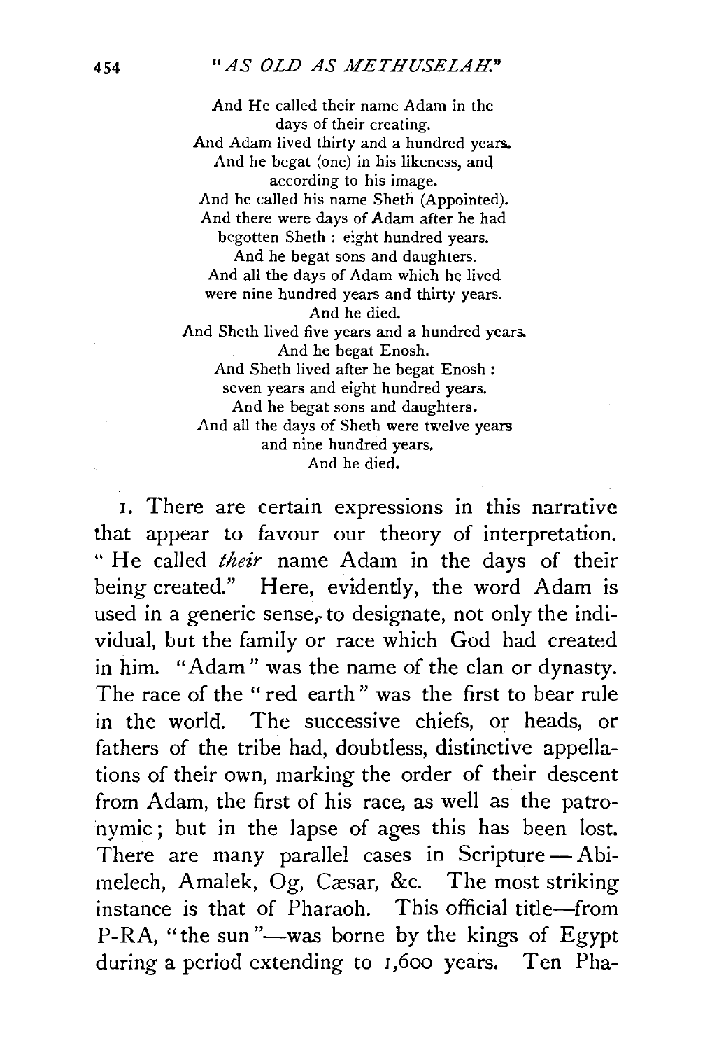And He called their name Adam in the days of their creating.  
And Adam lived thirty and a hundred years.  
And he begat (one) in his likeness, and according to his image.  
And he called his name Sheth (Appointed).  
And there were days of Adam after he had begotten Sheth : eight hundred years.  
And he begat sons and daughters.  
And all the days of Adam which he lived were nine hundred years and thirty years.  
And he died.  
And Sheth lived five years and a hundred years.  
And he begat Enosh.  
And Sheth lived after he begat Enosh : seven years and eight hundred years.  
And he begat sons and daughters.  
And all the days of Sheth were twelve years and nine hundred years.  
And he died.

1. There are certain expressions in this narrative that appear to favour our theory of interpretation. "He called *their* name Adam in the days of their being created." Here, evidently, the word Adam is used in a generic sense, to designate, not only the individual, but the family or race which God had created in him. "Adam" was the name of the clan or dynasty. The race of the "red earth" was the first to bear rule in the world. The successive chiefs, or heads, or fathers of the tribe had, doubtless, distinctive appellations of their own, marking the order of their descent from Adam, the first of his race, as well as the patronymic; but in the lapse of ages this has been lost. There are many parallel cases in Scripture — Abimelech, Amalek, Og, Cæsar, &c. The most striking instance is that of Pharaoh. This official title—from P-RA, "the sun"—was borne by the kings of Egypt during a period extending to 1,600 years. Ten Pha-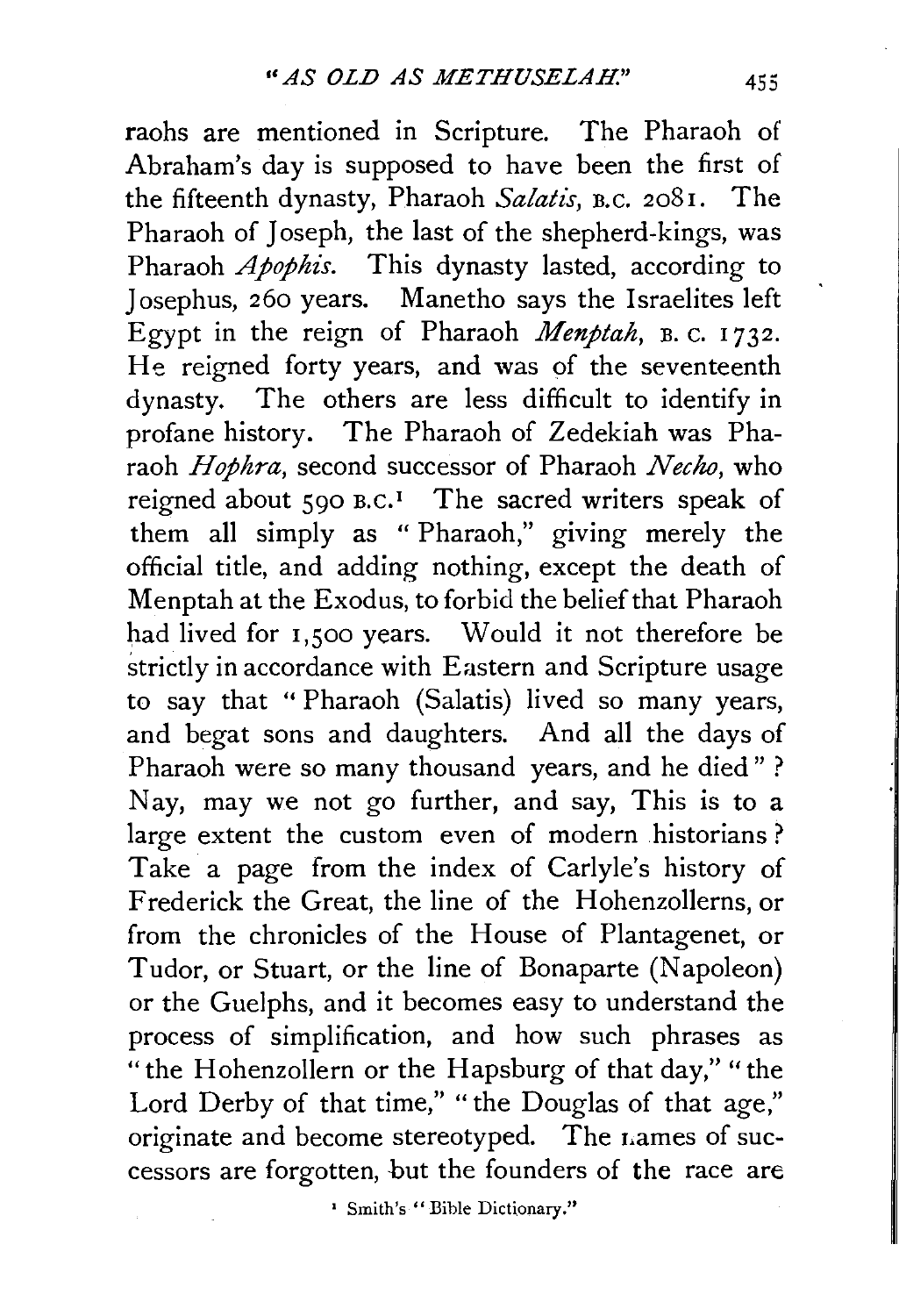raohs are mentioned in Scripture. The Pharaoh of Abraham's day is supposed to have been the first of the fifteenth dynasty, Pharaoh *Salatis*, B.C. 2081. The Pharaoh of Joseph, the last of the shepherd-kings, was Pharaoh *Apophis*. This dynasty lasted, according to Josephus, 260 years. Manetho says the Israelites left Egypt in the reign of Pharaoh *Menptah*, B. C. 1732. He reigned forty years, and was of the seventeenth dynasty. The others are less difficult to identify in profane history. The Pharaoh of Zedekiah was Pharaoh *Hophra*, second successor of Pharaoh *Necho*, who reigned about 590 B.C.[1] The sacred writers speak of them all simply as "Pharaoh," giving merely the official title, and adding nothing, except the death of Menptah at the Exodus, to forbid the belief that Pharaoh had lived for 1,500 years. Would it not therefore be strictly in accordance with Eastern and Scripture usage to say that "Pharaoh (Salatis) lived so many years, and begat sons and daughters. And all the days of Pharaoh were so many thousand years, and he died"? Nay, may we not go further, and say, This is to a large extent the custom even of modern historians? Take a page from the index of Carlyle's history of Frederick the Great, the line of the Hohenzollerns, or from the chronicles of the House of Plantagenet, or Tudor, or Stuart, or the line of Bonaparte (Napoleon) or the Guelphs, and it becomes easy to understand the process of simplification, and how such phrases as "the Hohenzollern or the Hapsburg of that day," "the Lord Derby of that time," "the Douglas of that age," originate and become stereotyped. The names of successors are forgotten, but the founders of the race are

[1] Smith's "Bible Dictionary."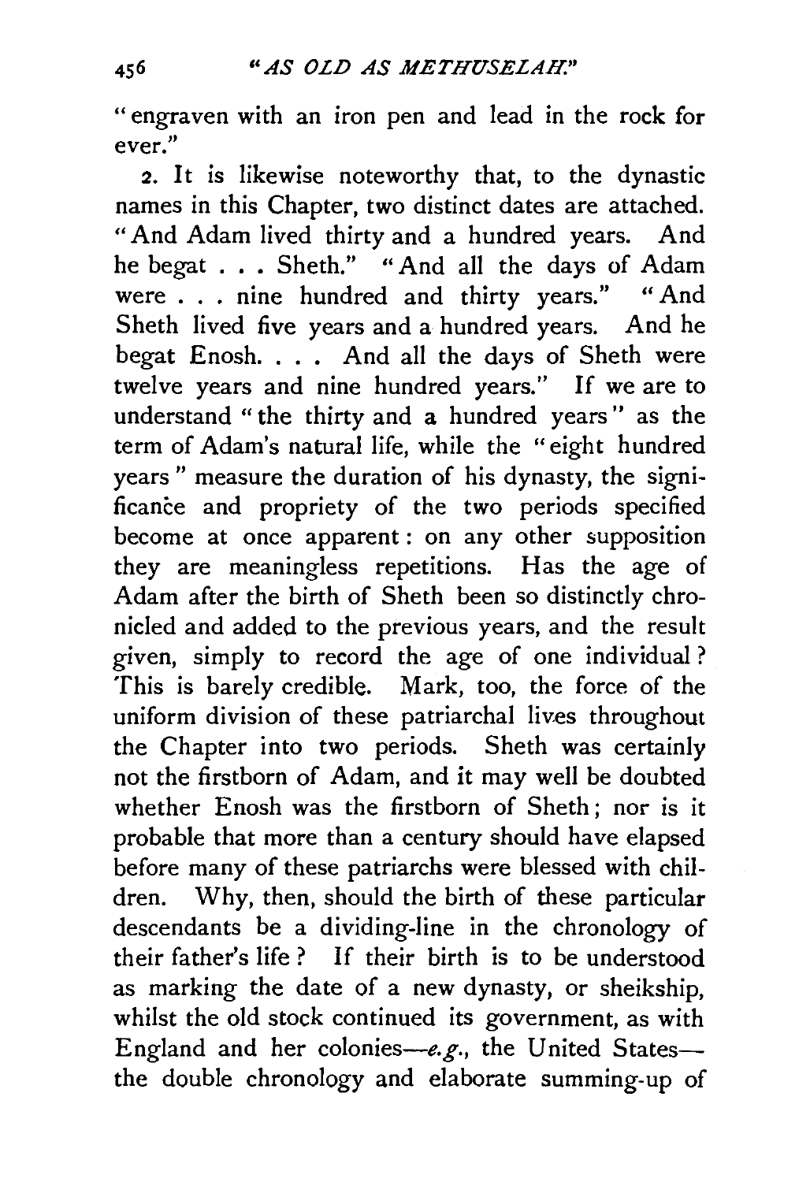"engraven with an iron pen and lead in the rock for ever."

2. It is likewise noteworthy that, to the dynastic names in this Chapter, two distinct dates are attached. "And Adam lived thirty and a hundred years. And he begat . . . Sheth." "And all the days of Adam were . . . nine hundred and thirty years." "And Sheth lived five years and a hundred years. And he begat Enosh. . . . And all the days of Sheth were twelve years and nine hundred years." If we are to understand "the thirty and a hundred years" as the term of Adam's natural life, while the "eight hundred years" measure the duration of his dynasty, the significance and propriety of the two periods specified become at once apparent: on any other supposition they are meaningless repetitions. Has the age of Adam after the birth of Sheth been so distinctly chronicled and added to the previous years, and the result given, simply to record the age of one individual? This is barely credible. Mark, too, the force of the uniform division of these patriarchal lives throughout the Chapter into two periods. Sheth was certainly not the firstborn of Adam, and it may well be doubted whether Enosh was the firstborn of Sheth; nor is it probable that more than a century should have elapsed before many of these patriarchs were blessed with children. Why, then, should the birth of these particular descendants be a dividing-line in the chronology of their father's life? If their birth is to be understood as marking the date of a new dynasty, or sheikship, whilst the old stock continued its government, as with England and her colonies—*e.g.*, the United States—the double chronology and elaborate summing-up of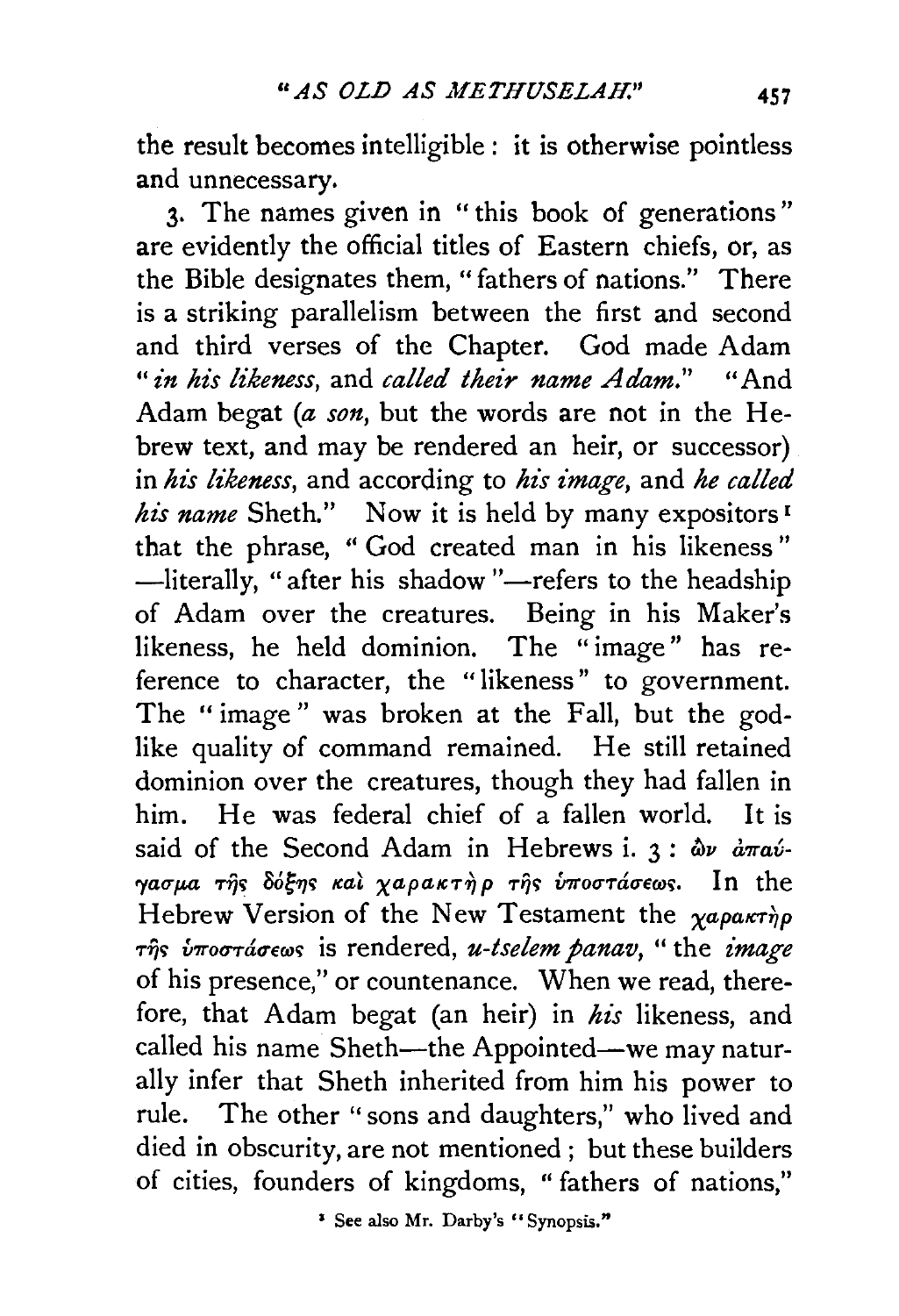the result becomes intelligible: it is otherwise pointless and unnecessary.

3. The names given in "this book of generations" are evidently the official titles of Eastern chiefs, or, as the Bible designates them, "fathers of nations." There is a striking parallelism between the first and second and third verses of the Chapter. God made Adam "*in his likeness*, and *called their name Adam*." "And Adam begat (*a son*, but the words are not in the Hebrew text, and may be rendered an heir, or successor) in *his likeness*, and according to *his image*, and *he called his name* Sheth." Now it is held by many expositors[1] that the phrase, "God created man in his likeness"—literally, "after his shadow"—refers to the headship of Adam over the creatures. Being in his Maker's likeness, he held dominion. The "image" has reference to character, the "likeness" to government. The "image" was broken at the Fall, but the godlike quality of command remained. He still retained dominion over the creatures, though they had fallen in him. He was federal chief of a fallen world. It is said of the Second Adam in Hebrews i. 3: ὢν ἀπαύγασμα τῆς δόξης καὶ χαρακτὴρ τῆς ὑποστάσεως. In the Hebrew Version of the New Testament the χαρακτὴρ τῆς ὑποστάσεως is rendered, *u-tselem panav*, "the *image* of his presence," or countenance. When we read, therefore, that Adam begat (an heir) in *his* likeness, and called his name Sheth—the Appointed—we may naturally infer that Sheth inherited from him his power to rule. The other "sons and daughters," who lived and died in obscurity, are not mentioned; but these builders of cities, founders of kingdoms, "fathers of nations,"

[1] See also Mr. Darby's "Synopsis."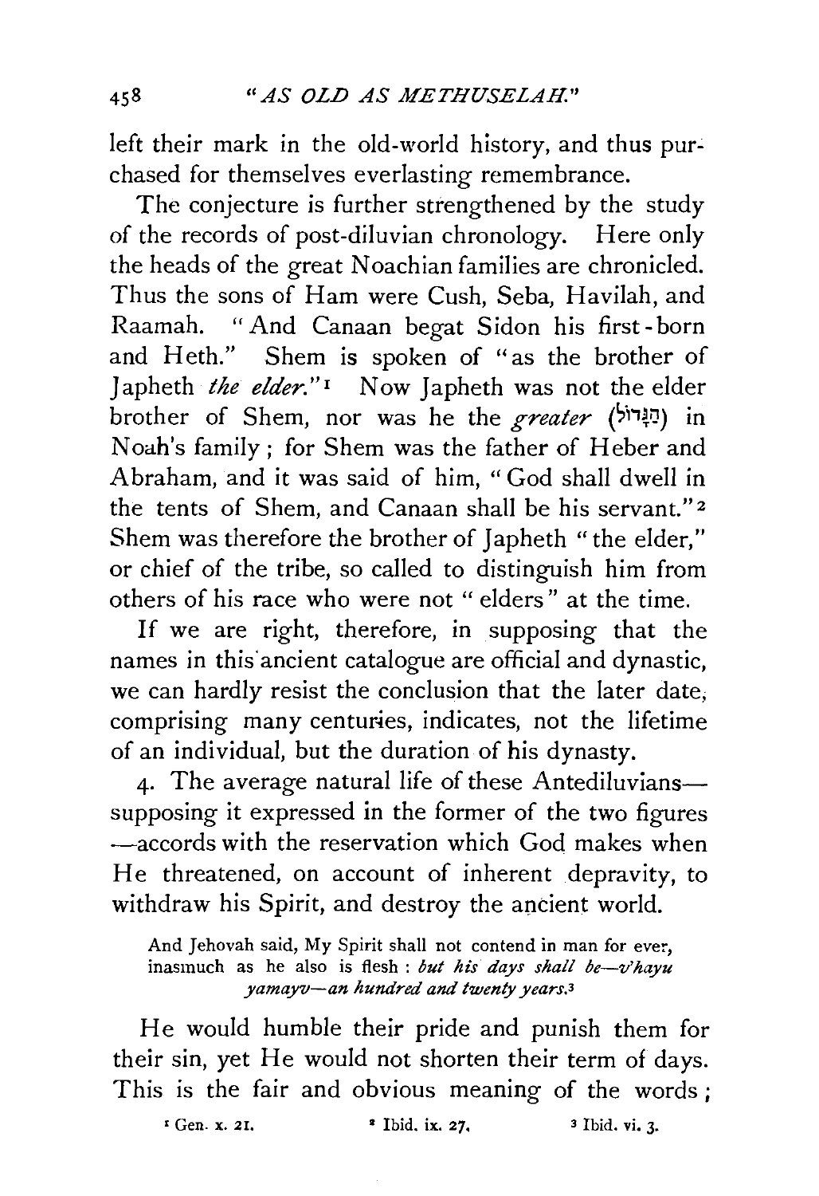left their mark in the old-world history, and thus purchased for themselves everlasting remembrance.

The conjecture is further strengthened by the study of the records of post-diluvian chronology. Here only the heads of the great Noachian families are chronicled. Thus the sons of Ham were Cush, Seba, Havilah, and Raamah. "And Canaan begat Sidon his first-born and Heth." Shem is spoken of "as the brother of Japheth *the elder*."[1] Now Japheth was not the elder brother of Shem, nor was he the *greater* (הַגָּדוֹל) in Noah's family; for Shem was the father of Heber and Abraham, and it was said of him, "God shall dwell in the tents of Shem, and Canaan shall be his servant."[2] Shem was therefore the brother of Japheth "the elder," or chief of the tribe, so called to distinguish him from others of his race who were not "elders" at the time.

If we are right, therefore, in supposing that the names in this ancient catalogue are official and dynastic, we can hardly resist the conclusion that the later date, comprising many centuries, indicates, not the lifetime of an individual, but the duration of his dynasty.

4. The average natural life of these Antediluvians—supposing it expressed in the former of the two figures—accords with the reservation which God makes when He threatened, on account of inherent depravity, to withdraw his Spirit, and destroy the ancient world.

> And Jehovah said, My Spirit shall not contend in man for ever, inasmuch as he also is flesh : *but his days shall be—v'hayu yamayv—an hundred and twenty years.*[3]

He would humble their pride and punish them for their sin, yet He would not shorten their term of days. This is the fair and obvious meaning of the words;

[1] Gen. x. 21. [2] Ibid. ix. 27. [3] Ibid. vi. 3.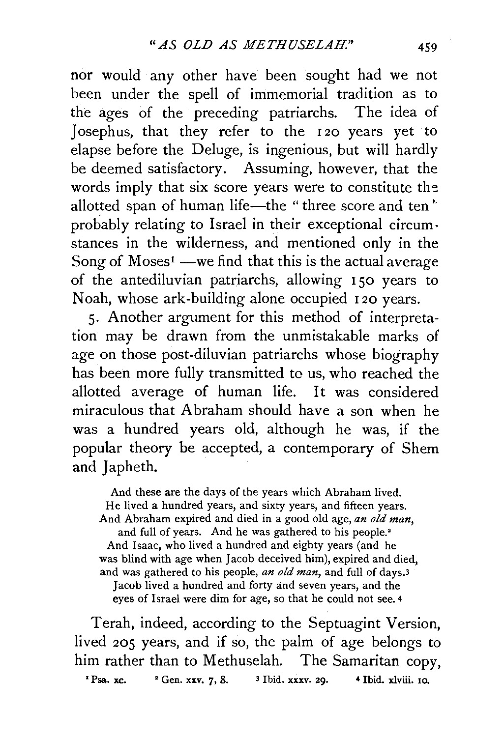nor would any other have been sought had we not been under the spell of immemorial tradition as to the ages of the preceding patriarchs. The idea of Josephus, that they refer to the 120 years yet to elapse before the Deluge, is ingenious, but will hardly be deemed satisfactory. Assuming, however, that the words imply that six score years were to constitute the allotted span of human life—the "three score and ten" probably relating to Israel in their exceptional circumstances in the wilderness, and mentioned only in the Song of Moses[1] —we find that this is the actual average of the antediluvian patriarchs, allowing 150 years to Noah, whose ark-building alone occupied 120 years.

5. Another argument for this method of interpretation may be drawn from the unmistakable marks of age on those post-diluvian patriarchs whose biography has been more fully transmitted to us, who reached the allotted average of human life. It was considered miraculous that Abraham should have a son when he was a hundred years old, although he was, if the popular theory be accepted, a contemporary of Shem and Japheth.

> And these are the days of the years which Abraham lived.
> He lived a hundred years, and sixty years, and fifteen years.
> And Abraham expired and died in a good old age, *an old man*, and full of years. And he was gathered to his people.[2]
> And Isaac, who lived a hundred and eighty years (and he was blind with age when Jacob deceived him), expired and died, and was gathered to his people, *an old man*, and full of days.[3]
> Jacob lived a hundred and forty and seven years, and the eyes of Israel were dim for age, so that he could not see.[4]

Terah, indeed, according to the Septuagint Version, lived 205 years, and if so, the palm of age belongs to him rather than to Methuselah. The Samaritan copy,

[1] Psa. xc. [2] Gen. xxv. 7, 8. [3] Ibid. xxxv. 29. [4] Ibid. xlviii. 10.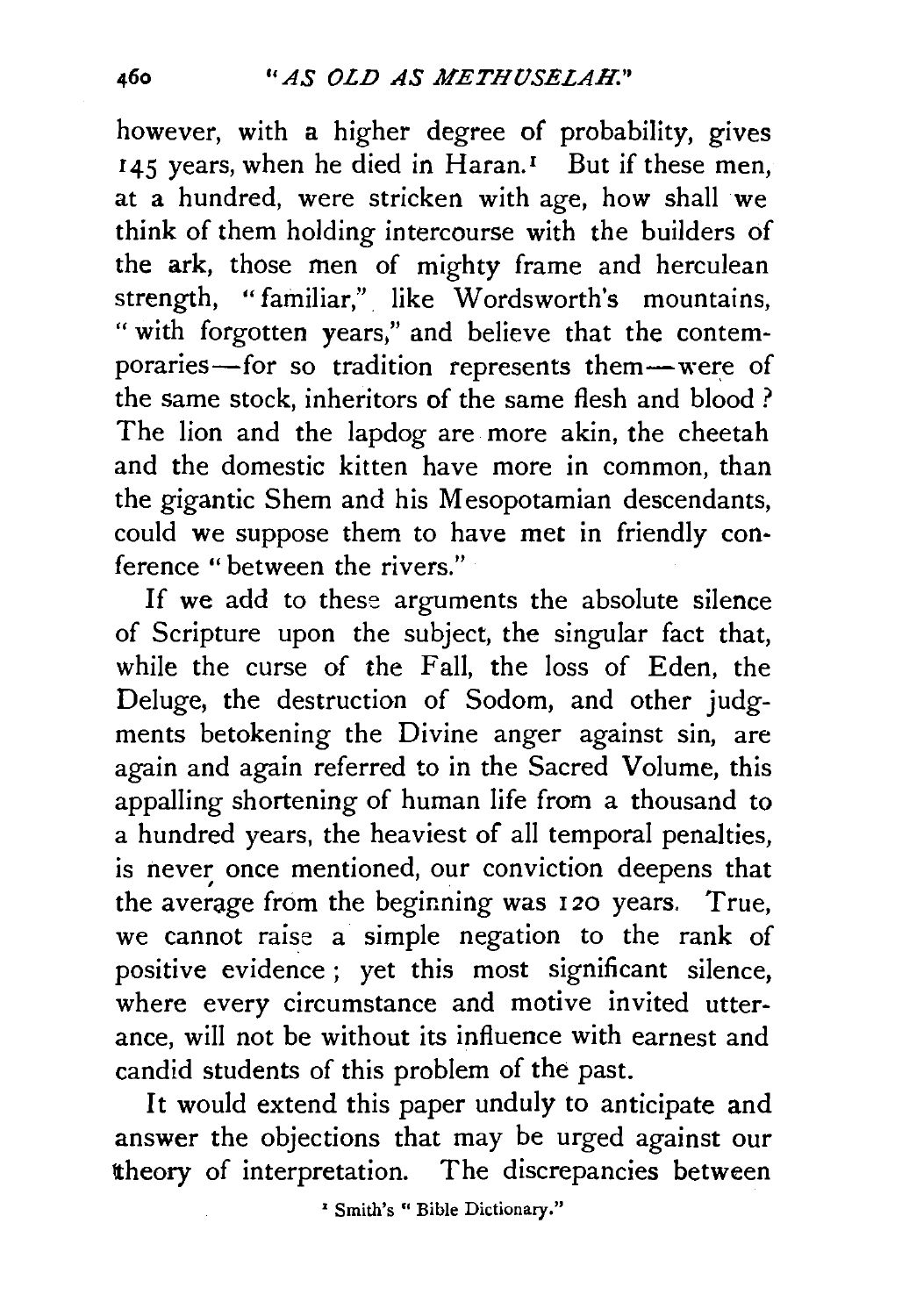however, with a higher degree of probability, gives 145 years, when he died in Haran.[1] But if these men, at a hundred, were stricken with age, how shall we think of them holding intercourse with the builders of the ark, those men of mighty frame and herculean strength, "familiar," like Wordsworth's mountains, "with forgotten years," and believe that the contemporaries—for so tradition represents them—were of the same stock, inheritors of the same flesh and blood? The lion and the lapdog are more akin, the cheetah and the domestic kitten have more in common, than the gigantic Shem and his Mesopotamian descendants, could we suppose them to have met in friendly conference "between the rivers."

If we add to these arguments the absolute silence of Scripture upon the subject, the singular fact that, while the curse of the Fall, the loss of Eden, the Deluge, the destruction of Sodom, and other judgments betokening the Divine anger against sin, are again and again referred to in the Sacred Volume, this appalling shortening of human life from a thousand to a hundred years, the heaviest of all temporal penalties, is never once mentioned, our conviction deepens that the average from the beginning was 120 years. True, we cannot raise a simple negation to the rank of positive evidence; yet this most significant silence, where every circumstance and motive invited utterance, will not be without its influence with earnest and candid students of this problem of the past.

It would extend this paper unduly to anticipate and answer the objections that may be urged against our theory of interpretation. The discrepancies between

[1] Smith's "Bible Dictionary."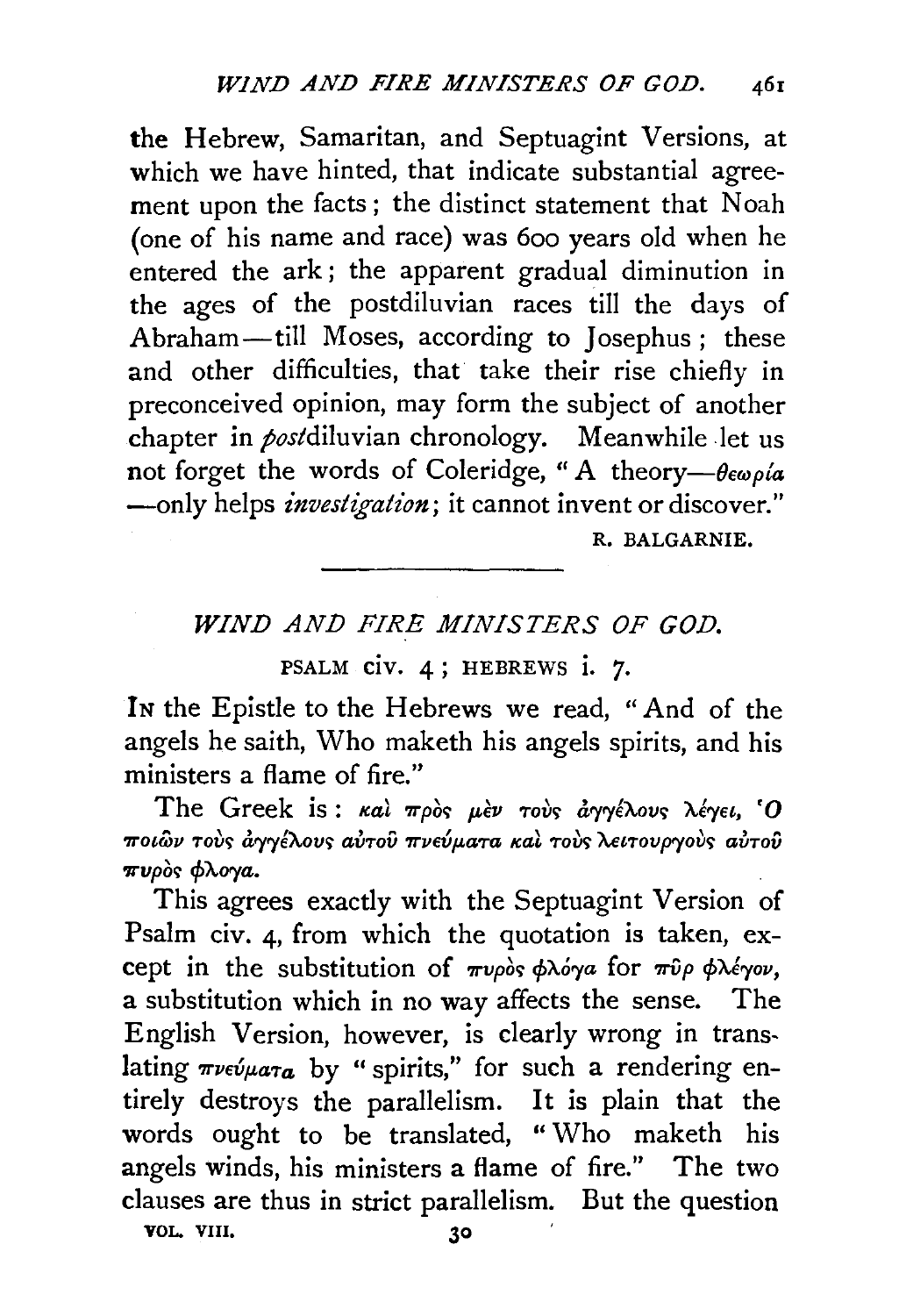the Hebrew, Samaritan, and Septuagint Versions, at which we have hinted, that indicate substantial agreement upon the facts; the distinct statement that Noah (one of his name and race) was 600 years old when he entered the ark; the apparent gradual diminution in the ages of the postdiluvian races till the days of Abraham—till Moses, according to Josephus; these and other difficulties, that take their rise chiefly in preconceived opinion, may form the subject of another chapter in *post*diluvian chronology. Meanwhile let us not forget the words of Coleridge, "A theory—*θεωρία*—only helps *investigation*; it cannot invent or discover."

R. BALGARNIE.

---

## *WIND AND FIRE MINISTERS OF GOD.*

PSALM civ. 4; HEBREWS i. 7.

IN the Epistle to the Hebrews we read, "And of the angels he saith, Who maketh his angels spirits, and his ministers a flame of fire."

The Greek is: *καὶ πρὸς μὲν τοὺς ἀγγέλους λέγει, Ὁ ποιῶν τοὺς ἀγγέλους αὐτοῦ πνεύματα καὶ τοὺς λειτουργοὺς αὐτοῦ πυρὸς φλογα.*

This agrees exactly with the Septuagint Version of Psalm civ. 4, from which the quotation is taken, except in the substitution of *πυρὸς φλόγα* for *πῦρ φλέγον*, a substitution which in no way affects the sense. The English Version, however, is clearly wrong in translating *πνεύματα* by "spirits," for such a rendering entirely destroys the parallelism. It is plain that the words ought to be translated, "Who maketh his angels winds, his ministers a flame of fire." The two clauses are thus in strict parallelism. But the question